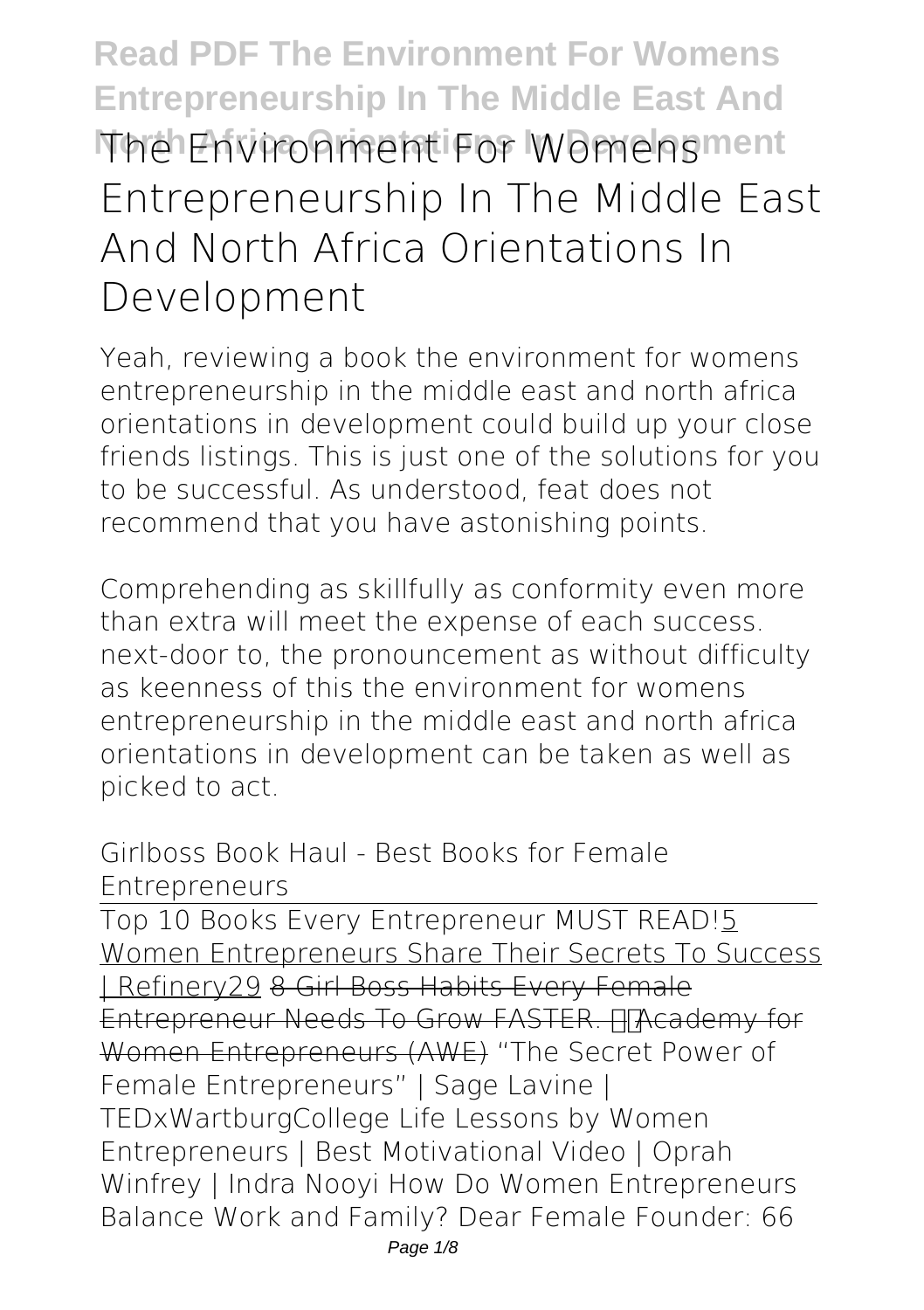# The Environment For Womens Entrepreneurship In The Middle East And North Africa Orientations In Development

Yeah, reviewing a book the environment for womens entrepreneurship in the middle east and north africa orientations in development could build up your close friends listings. This is just one of the solutions for you to be successful. As understood, feat does not recommend that you have astonishing points.

Comprehending as skillfully as conformity even more than extra will meet the expense of each success. next-door to, the pronouncement as without difficulty as keenness of this the environment for womens entrepreneurship in the middle east and north africa orientations in development can be taken as well as picked to act.

**Girlboss Book Haul - Best Books for Female Entrepreneurs**

Top 10 Books Every Entrepreneur MUST READ!5 Women Entrepreneurs Share Their Secrets To Success | Refinery29 8 Girl Boss Habits Every Female Entrepreneur Needs To Grow FASTER. Academy for Women Entrepreneurs (AWE) **"The Secret Power of Female Entrepreneurs" | Sage Lavine | TEDxWartburgCollege** **Life Lessons by Women Entrepreneurs | Best Motivational Video | Oprah Winfrey | Indra Nooyi** **How Do Women Entrepreneurs Balance Work and Family?** **Dear Female Founder: 66**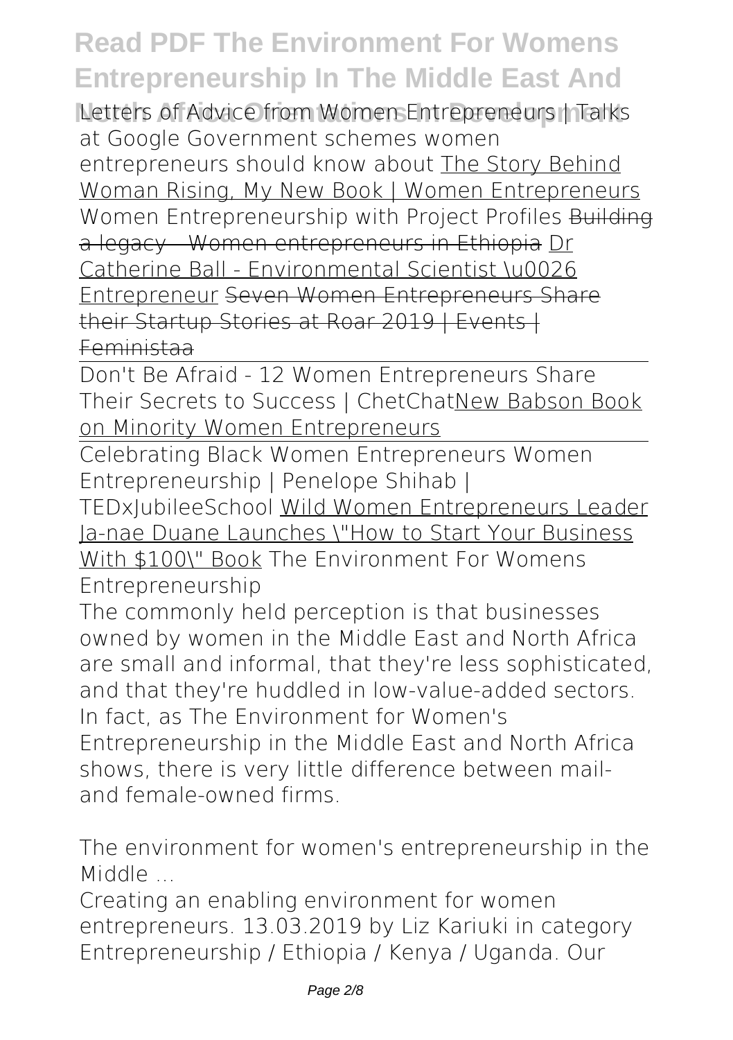Letters of Advice from Women Entrepreneurs | Talks at Google Government schemes women entrepreneurs should know about The Story Behind Woman Rising, My New Book | Women Entrepreneurs Women Entrepreneurship with Project Profiles Building a legacy - Women entrepreneurs in Ethiopia Dr Catherine Ball - Environmental Scientist \u0026 Entrepreneur Seven Women Entrepreneurs Share their Startup Stories at Roar 2019 | Events | Feministaa

Don't Be Afraid - 12 Women Entrepreneurs Share Their Secrets to Success | ChetChatNew Babson Book on Minority Women Entrepreneurs

Celebrating Black Women Entrepreneurs Women Entrepreneurship | Penelope Shihab | TEDxJubileeSchool Wild Women Entrepreneurs Leader Ja-nae Duane Launches \"How to Start Your Business With $100\" Book The Environment For Womens Entrepreneurship

The commonly held perception is that businesses owned by women in the Middle East and North Africa are small and informal, that they're less sophisticated, and that they're huddled in low-value-added sectors. In fact, as The Environment for Women's Entrepreneurship in the Middle East and North Africa shows, there is very little difference between mail- and female-owned firms.

The environment for women's entrepreneurship in the Middle ...

Creating an enabling environment for women entrepreneurs. 13.03.2019 by Liz Kariuki in category Entrepreneurship / Ethiopia / Kenya / Uganda. Our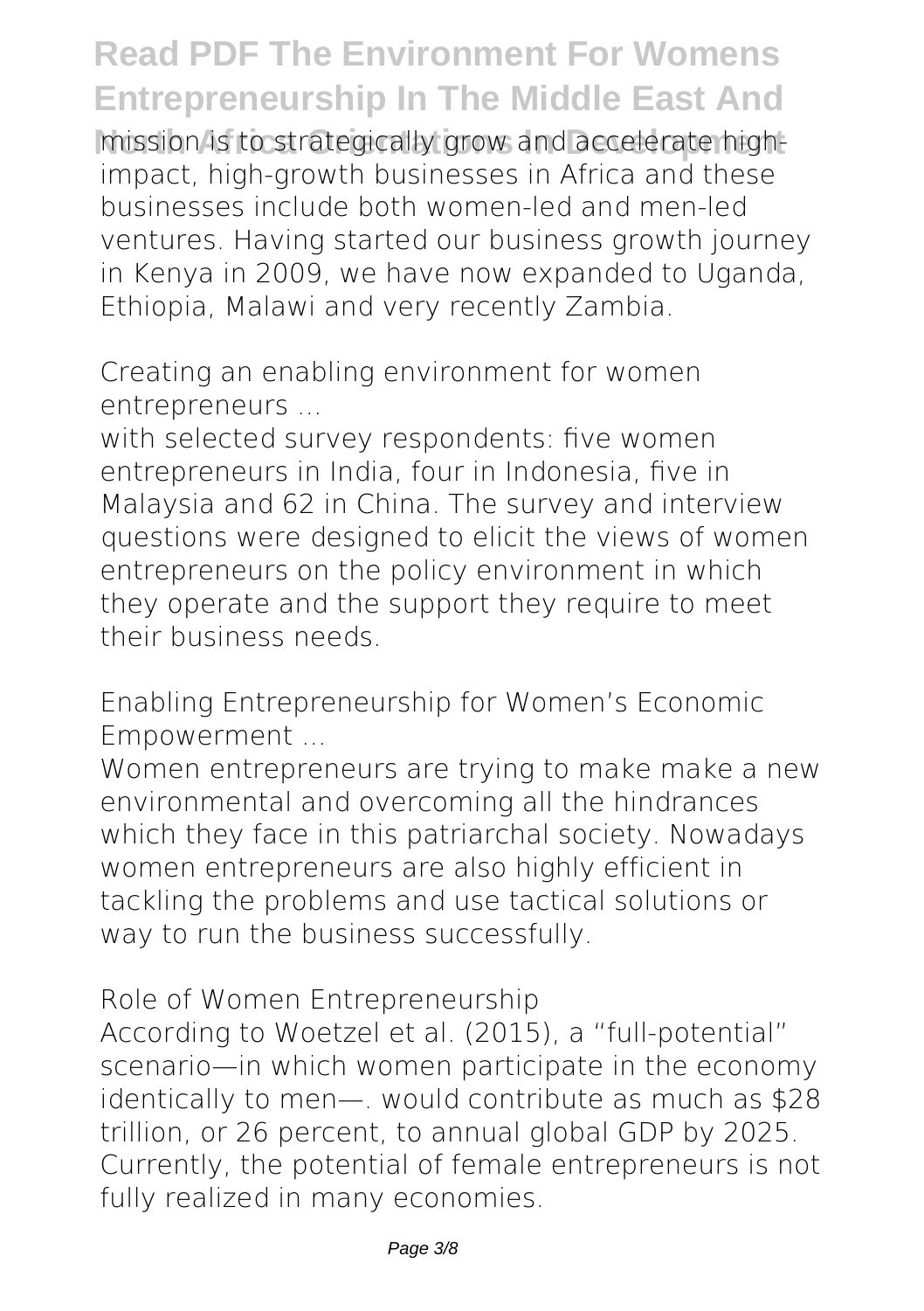mission is to strategically grow and accelerate high-impact, high-growth businesses in Africa and these businesses include both women-led and men-led ventures. Having started our business growth journey in Kenya in 2009, we have now expanded to Uganda, Ethiopia, Malawi and very recently Zambia.

Creating an enabling environment for women entrepreneurs ...

with selected survey respondents: five women entrepreneurs in India, four in Indonesia, five in Malaysia and 62 in China. The survey and interview questions were designed to elicit the views of women entrepreneurs on the policy environment in which they operate and the support they require to meet their business needs.

Enabling Entrepreneurship for Women's Economic Empowerment ...

Women entrepreneurs are trying to make make a new environmental and overcoming all the hindrances which they face in this patriarchal society. Nowadays women entrepreneurs are also highly efficient in tackling the problems and use tactical solutions or way to run the business successfully.

Role of Women Entrepreneurship

According to Woetzel et al. (2015), a "full-potential" scenario—in which women participate in the economy identically to men—. would contribute as much as $28 trillion, or 26 percent, to annual global GDP by 2025. Currently, the potential of female entrepreneurs is not fully realized in many economies.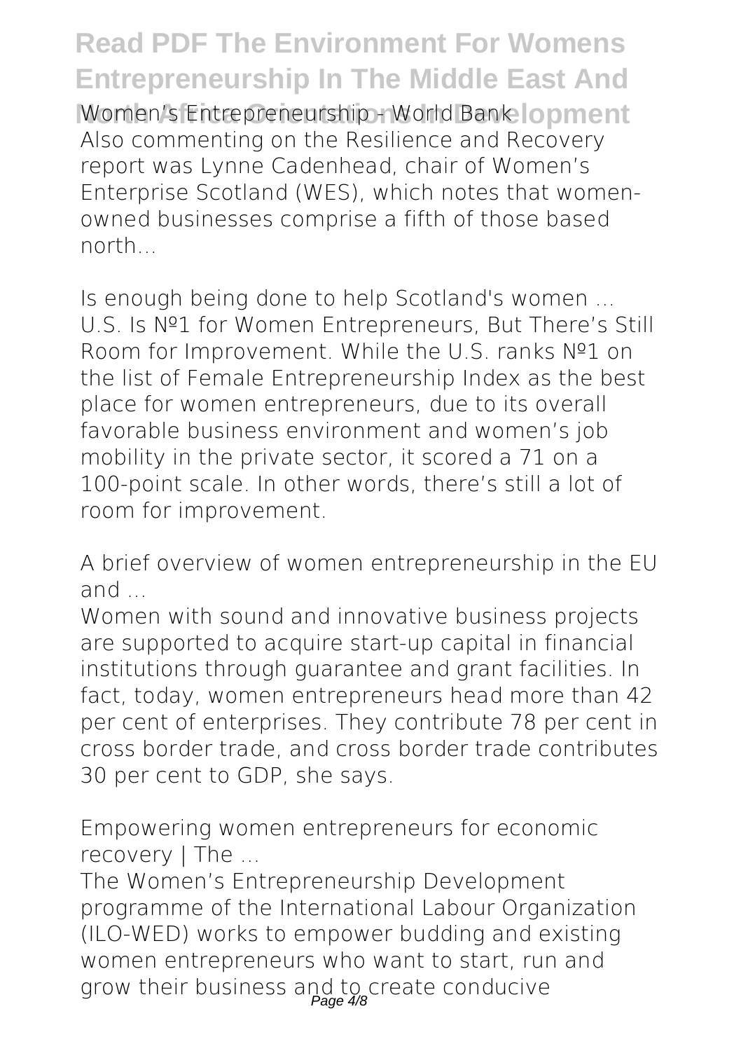Women's Entrepreneurship - World Bank

Also commenting on the Resilience and Recovery report was Lynne Cadenhead, chair of Women's Enterprise Scotland (WES), which notes that women-owned businesses comprise a fifth of those based north...

*Is enough being done to help Scotland's women ...*

U.S. Is №1 for Women Entrepreneurs, But There's Still Room for Improvement. While the U.S. ranks №1 on the list of Female Entrepreneurship Index as the best place for women entrepreneurs, due to its overall favorable business environment and women's job mobility in the private sector, it scored a 71 on a 100-point scale. In other words, there's still a lot of room for improvement.

*A brief overview of women entrepreneurship in the EU and ...*

Women with sound and innovative business projects are supported to acquire start-up capital in financial institutions through guarantee and grant facilities. In fact, today, women entrepreneurs head more than 42 per cent of enterprises. They contribute 78 per cent in cross border trade, and cross border trade contributes 30 per cent to GDP, she says.

*Empowering women entrepreneurs for economic recovery | The ...*

The Women's Entrepreneurship Development programme of the International Labour Organization (ILO-WED) works to empower budding and existing women entrepreneurs who want to start, run and grow their business and to create conducive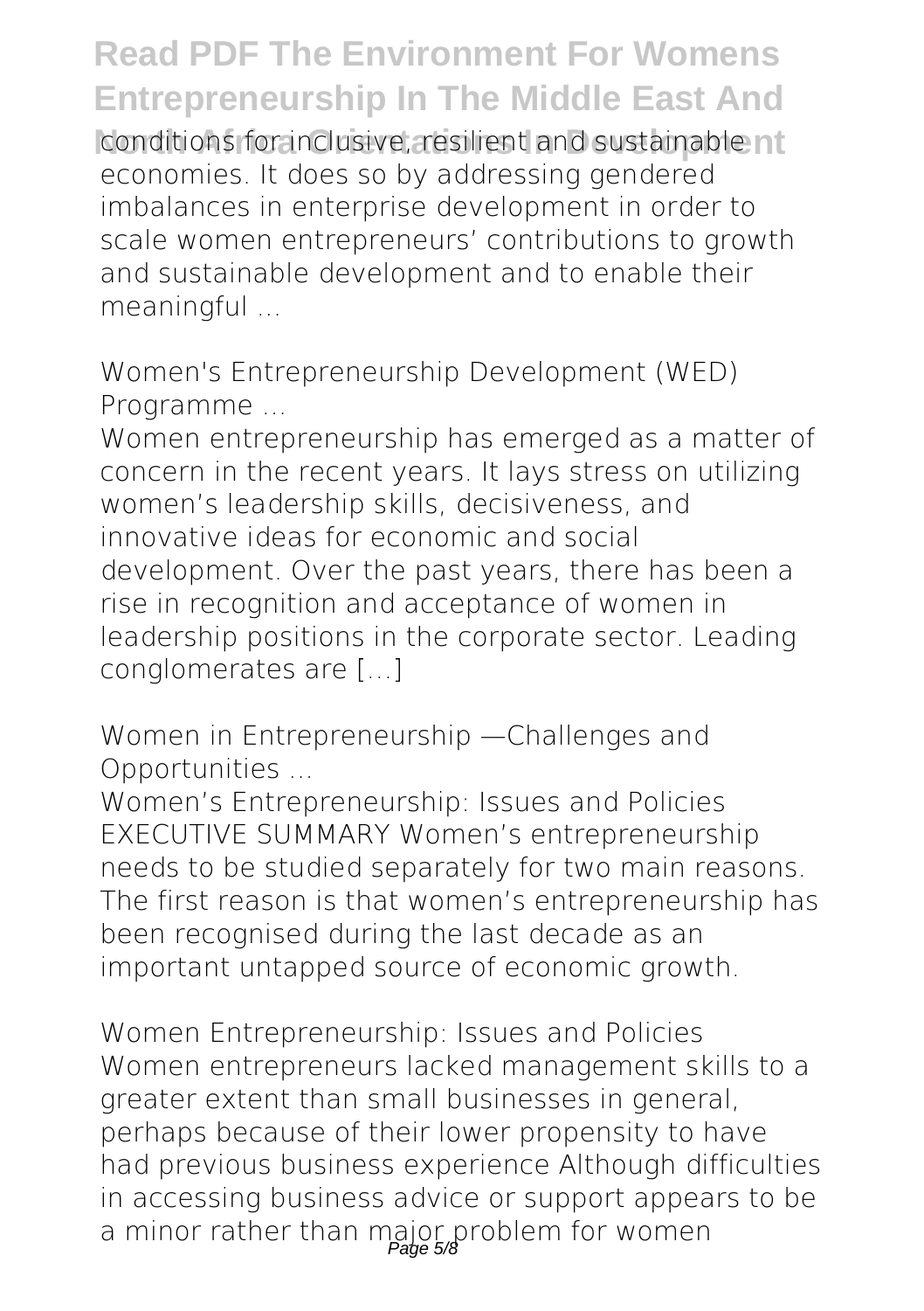conditions for inclusive, resilient and sustainable economies. It does so by addressing gendered imbalances in enterprise development in order to scale women entrepreneurs' contributions to growth and sustainable development and to enable their meaningful ...

*Women's Entrepreneurship Development (WED) Programme ...*

Women entrepreneurship has emerged as a matter of concern in the recent years. It lays stress on utilizing women's leadership skills, decisiveness, and innovative ideas for economic and social development. Over the past years, there has been a rise in recognition and acceptance of women in leadership positions in the corporate sector. Leading conglomerates are […]

*Women in Entrepreneurship —Challenges and Opportunities ...*

Women's Entrepreneurship: Issues and Policies EXECUTIVE SUMMARY Women's entrepreneurship needs to be studied separately for two main reasons. The first reason is that women's entrepreneurship has been recognised during the last decade as an important untapped source of economic growth.

*Women Entrepreneurship: Issues and Policies*

Women entrepreneurs lacked management skills to a greater extent than small businesses in general, perhaps because of their lower propensity to have had previous business experience Although difficulties in accessing business advice or support appears to be a minor rather than major problem for women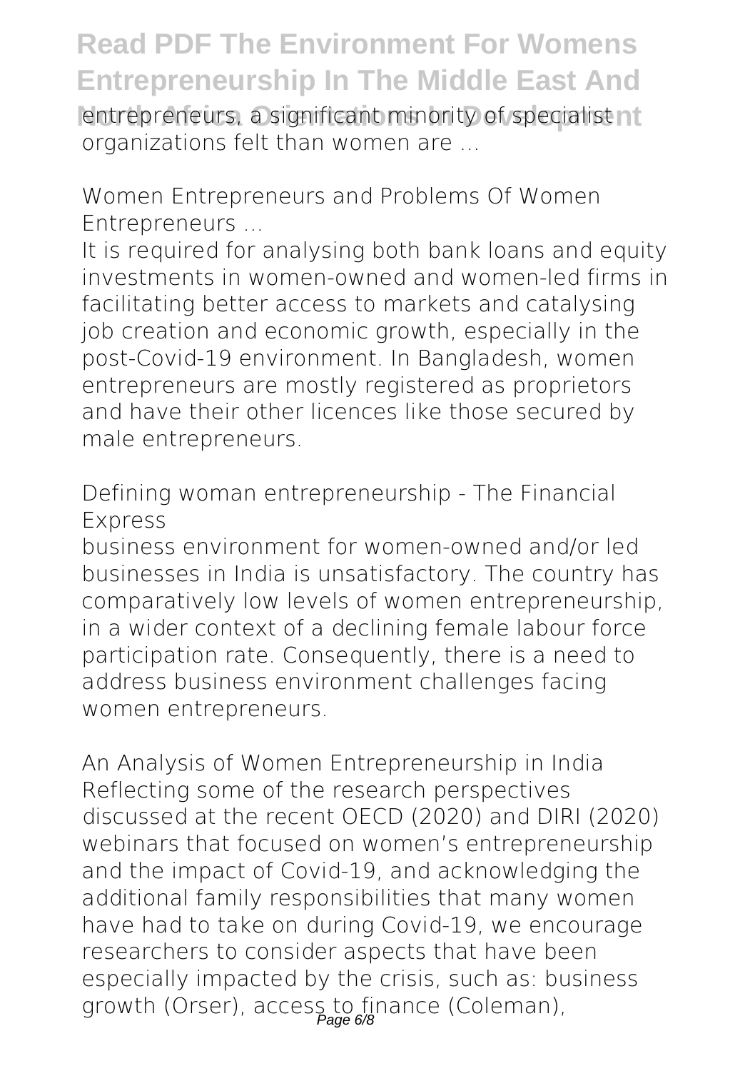entrepreneurs, a significant minority of specialist organizations felt than women are ...

Women Entrepreneurs and Problems Of Women Entrepreneurs ...

It is required for analysing both bank loans and equity investments in women-owned and women-led firms in facilitating better access to markets and catalysing job creation and economic growth, especially in the post-Covid-19 environment. In Bangladesh, women entrepreneurs are mostly registered as proprietors and have their other licences like those secured by male entrepreneurs.

Defining woman entrepreneurship - The Financial Express

business environment for women-owned and/or led businesses in India is unsatisfactory. The country has comparatively low levels of women entrepreneurship, in a wider context of a declining female labour force participation rate. Consequently, there is a need to address business environment challenges facing women entrepreneurs.

An Analysis of Women Entrepreneurship in India

Reflecting some of the research perspectives discussed at the recent OECD (2020) and DIRI (2020) webinars that focused on women's entrepreneurship and the impact of Covid-19, and acknowledging the additional family responsibilities that many women have had to take on during Covid-19, we encourage researchers to consider aspects that have been especially impacted by the crisis, such as: business growth (Orser), access to finance (Coleman),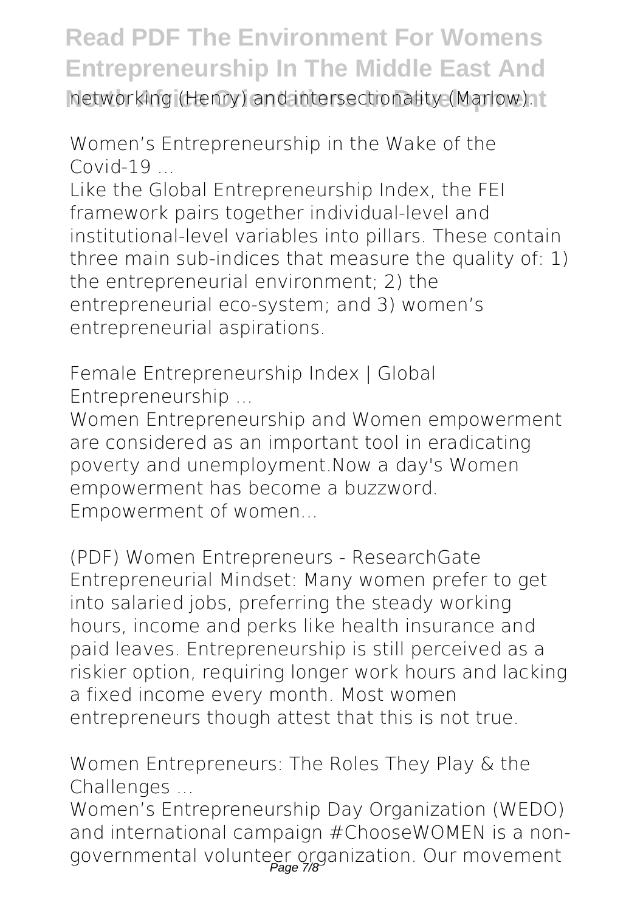networking (Henry) and intersectionality (Marlow).

Women's Entrepreneurship in the Wake of the Covid-19 ...

Like the Global Entrepreneurship Index, the FEI framework pairs together individual-level and institutional-level variables into pillars. These contain three main sub-indices that measure the quality of: 1) the entrepreneurial environment; 2) the entrepreneurial eco-system; and 3) women's entrepreneurial aspirations.

Female Entrepreneurship Index | Global Entrepreneurship ...

Women Entrepreneurship and Women empowerment are considered as an important tool in eradicating poverty and unemployment.Now a day's Women empowerment has become a buzzword. Empowerment of women...

(PDF) Women Entrepreneurs - ResearchGate

Entrepreneurial Mindset: Many women prefer to get into salaried jobs, preferring the steady working hours, income and perks like health insurance and paid leaves. Entrepreneurship is still perceived as a riskier option, requiring longer work hours and lacking a fixed income every month. Most women entrepreneurs though attest that this is not true.

Women Entrepreneurs: The Roles They Play & the Challenges ...

Women's Entrepreneurship Day Organization (WEDO) and international campaign #ChooseWOMEN is a non-governmental volunteer organization. Our movement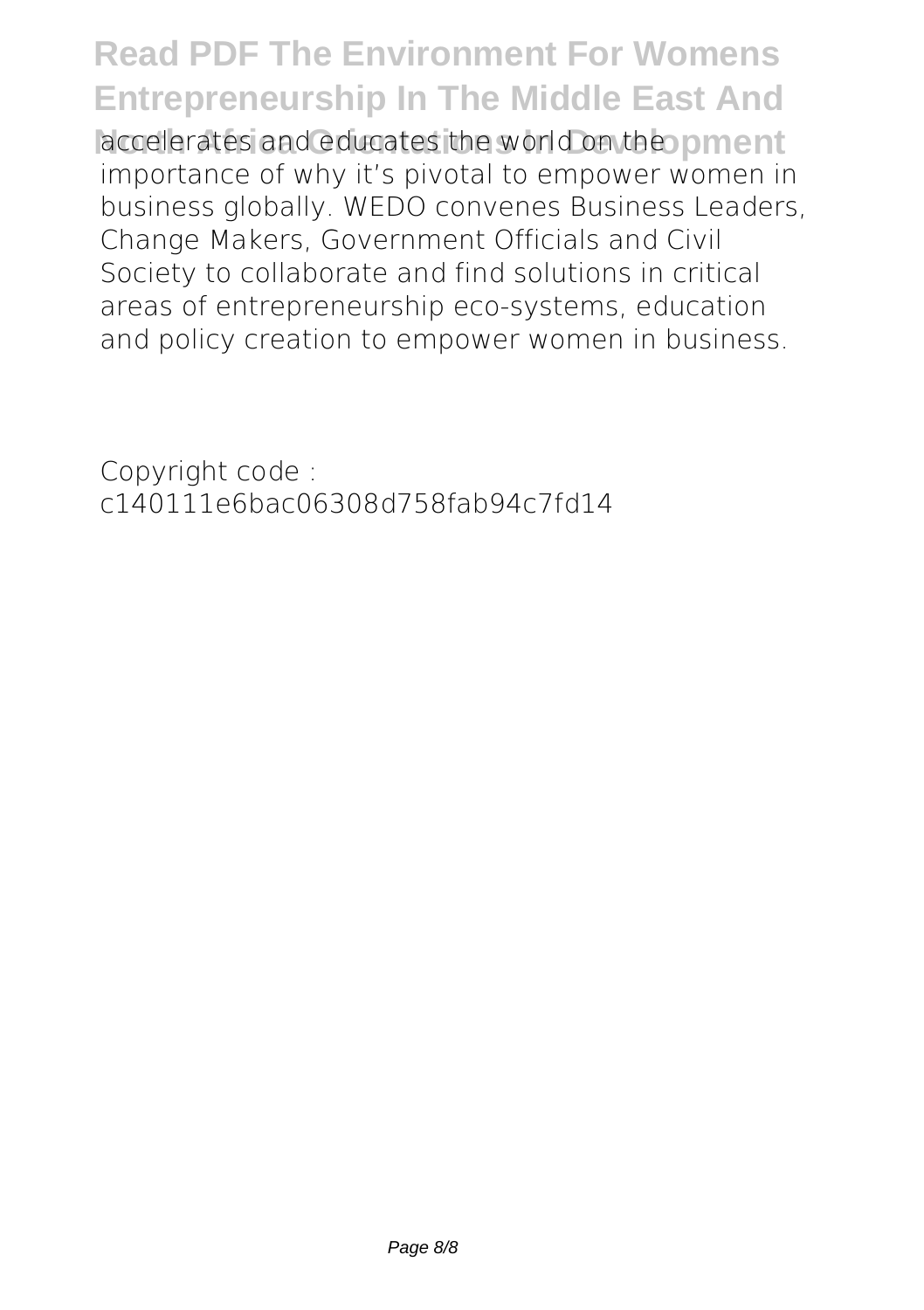accelerates and educates the world on the importance of why it's pivotal to empower women in business globally. WEDO convenes Business Leaders, Change Makers, Government Officials and Civil Society to collaborate and find solutions in critical areas of entrepreneurship eco-systems, education and policy creation to empower women in business.

Copyright code : c140111e6bac06308d758fab94c7fd14